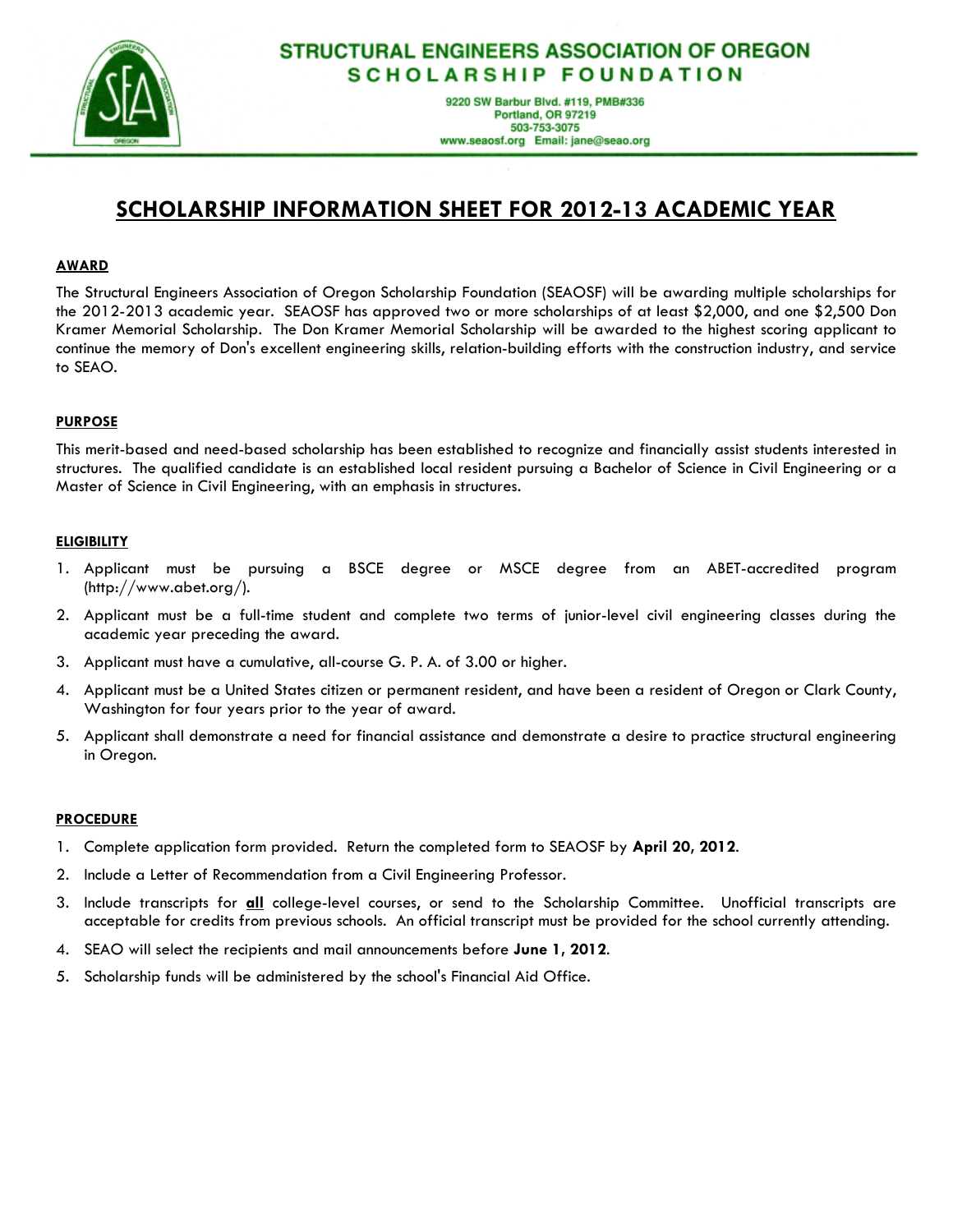# STRUCTURAL ENGINEERS ASSOCIATION OF OREGON
## SCHOLARSHIP FOUNDATION

9220 SW Barbur Blvd. #119, PMB#336
Portland, OR 97219
503-753-3075
www.seaosf.org Email: jane@seao.org

## SCHOLARSHIP INFORMATION SHEET FOR 2012-13 ACADEMIC YEAR

### AWARD

The Structural Engineers Association of Oregon Scholarship Foundation (SEAOSF) will be awarding multiple scholarships for the 2012-2013 academic year. SEAOSF has approved two or more scholarships of at least $2,000, and one $2,500 Don Kramer Memorial Scholarship. The Don Kramer Memorial Scholarship will be awarded to the highest scoring applicant to continue the memory of Don's excellent engineering skills, relation-building efforts with the construction industry, and service to SEAO.

### PURPOSE

This merit-based and need-based scholarship has been established to recognize and financially assist students interested in structures. The qualified candidate is an established local resident pursuing a Bachelor of Science in Civil Engineering or a Master of Science in Civil Engineering, with an emphasis in structures.

### ELIGIBILITY

1. Applicant must be pursuing a BSCE degree or MSCE degree from an ABET-accredited program (http://www.abet.org/).
2. Applicant must be a full-time student and complete two terms of junior-level civil engineering classes during the academic year preceding the award.
3. Applicant must have a cumulative, all-course G. P. A. of 3.00 or higher.
4. Applicant must be a United States citizen or permanent resident, and have been a resident of Oregon or Clark County, Washington for four years prior to the year of award.
5. Applicant shall demonstrate a need for financial assistance and demonstrate a desire to practice structural engineering in Oregon.

### PROCEDURE

1. Complete application form provided. Return the completed form to SEAOSF by **April 20, 2012**.
2. Include a Letter of Recommendation from a Civil Engineering Professor.
3. Include transcripts for **all** college-level courses, or send to the Scholarship Committee. Unofficial transcripts are acceptable for credits from previous schools. An official transcript must be provided for the school currently attending.
4. SEAO will select the recipients and mail announcements before **June 1, 2012**.
5. Scholarship funds will be administered by the school's Financial Aid Office.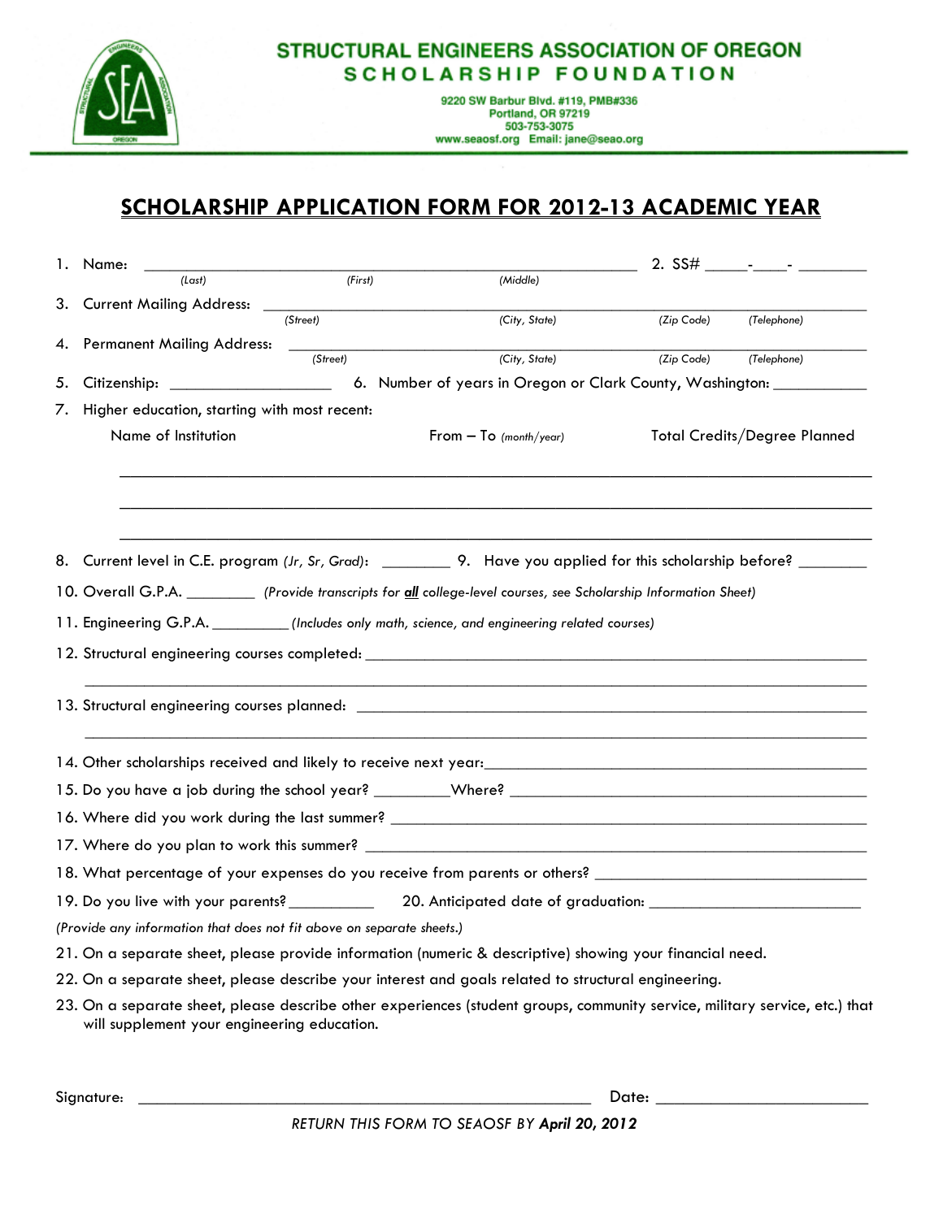# STRUCTURAL ENGINEERS ASSOCIATION OF OREGON
## SCHOLARSHIP FOUNDATION

9220 SW Barbur Blvd. #119, PMB#336
Portland, OR 97219
503-753-3075
www.seaosf.org Email: jane@seao.org

## SCHOLARSHIP APPLICATION FORM FOR 2012-13 ACADEMIC YEAR

1. Name: ____________________________________________ 2. SS# _____-____- ________
   *(Last)* *(First)* *(Middle)*
3. Current Mailing Address: ____________________________________________
   *(Street)* *(City, State)* *(Zip Code)* *(Telephone)*
4. Permanent Mailing Address: ____________________________________________
   *(Street)* *(City, State)* *(Zip Code)* *(Telephone)*
5. Citizenship: __________________ 6. Number of years in Oregon or Clark County, Washington: ___________
7. Higher education, starting with most recent:

| Name of Institution | From – To *(month/year)* | Total Credits/Degree Planned |
|---|---|---|
| | | |
| | | |
| | | |

8. Current level in C.E. program *(Jr, Sr, Grad)*: ________ 9. Have you applied for this scholarship before? ________
10. Overall G.P.A. ________ *(Provide transcripts for* ***all*** *college-level courses, see Scholarship Information Sheet)*
11. Engineering G.P.A. _________ *(Includes only math, science, and engineering related courses)*
12. Structural engineering courses completed: ____________________________________________
13. Structural engineering courses planned: ____________________________________________
14. Other scholarships received and likely to receive next year: ____________________________________________
15. Do you have a job during the school year? _________ Where? ____________________________________________
16. Where did you work during the last summer? ____________________________________________
17. Where do you plan to work this summer? ____________________________________________
18. What percentage of your expenses do you receive from parents or others? ________________________________
19. Do you live with your parents? __________ 20. Anticipated date of graduation: _________________________

*(Provide any information that does not fit above on separate sheets.)*

21. On a separate sheet, please provide information (numeric & descriptive) showing your financial need.
22. On a separate sheet, please describe your interest and goals related to structural engineering.
23. On a separate sheet, please describe other experiences (student groups, community service, military service, etc.) that will supplement your engineering education.

Signature: ______________________________________________ Date: _________________________

*RETURN THIS FORM TO SEAOSF BY* ***April 20, 2012***